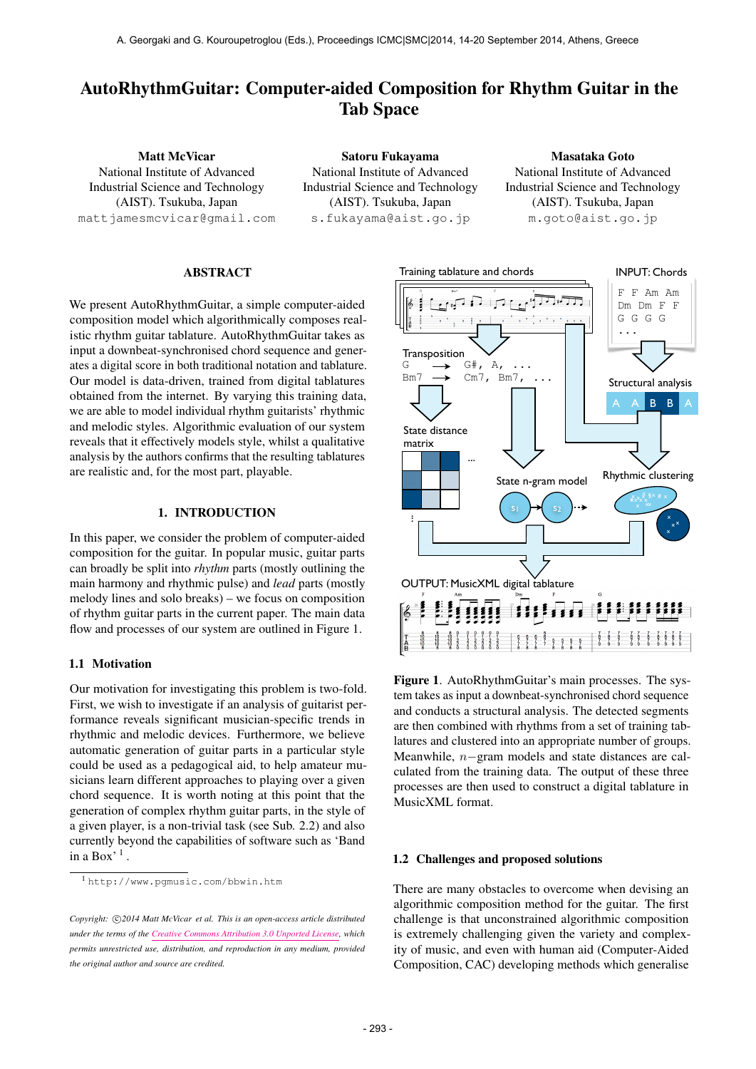# AutoRhythmGuitar: Computer-aided Composition for Rhythm Guitar in the Tab Space

**Matt McVicar**
National Institute of Advanced Industrial Science and Technology (AIST). Tsukuba, Japan
mattjamesmcvicar@gmail.com

**Satoru Fukayama**
National Institute of Advanced Industrial Science and Technology (AIST). Tsukuba, Japan
s.fukayama@aist.go.jp

**Masataka Goto**
National Institute of Advanced Industrial Science and Technology (AIST). Tsukuba, Japan
m.goto@aist.go.jp

## ABSTRACT

We present AutoRhythmGuitar, a simple computer-aided composition model which algorithmically composes realistic rhythm guitar tablature. AutoRhythmGuitar takes as input a downbeat-synchronised chord sequence and generates a digital score in both traditional notation and tablature. Our model is data-driven, trained from digital tablatures obtained from the internet. By varying this training data, we are able to model individual rhythm guitarists' rhythmic and melodic styles. Algorithmic evaluation of our system reveals that it effectively models style, whilst a qualitative analysis by the authors confirms that the resulting tablatures are realistic and, for the most part, playable.

## 1. INTRODUCTION

In this paper, we consider the problem of computer-aided composition for the guitar. In popular music, guitar parts can broadly be split into *rhythm* parts (mostly outlining the main harmony and rhythmic pulse) and *lead* parts (mostly melody lines and solo breaks) – we focus on composition of rhythm guitar parts in the current paper. The main data flow and processes of our system are outlined in Figure 1.

### 1.1 Motivation

Our motivation for investigating this problem is two-fold. First, we wish to investigate if an analysis of guitarist performance reveals significant musician-specific trends in rhythmic and melodic devices. Furthermore, we believe automatic generation of guitar parts in a particular style could be used as a pedagogical aid, to help amateur musicians learn different approaches to playing over a given chord sequence. It is worth noting at this point that the generation of complex rhythm guitar parts, in the style of a given player, is a non-trivial task (see Sub. 2.2) and also currently beyond the capabilities of software such as 'Band in a Box' [1].

[1] http://www.pgmusic.com/bbwin.htm

*Copyright: ©2014 Matt McVicar et al. This is an open-access article distributed under the terms of the Creative Commons Attribution 3.0 Unported License, which permits unrestricted use, distribution, and reproduction in any medium, provided the original author and source are credited.*

**Figure 1**. AutoRhythmGuitar's main processes. The system takes as input a downbeat-synchronised chord sequence and conducts a structural analysis. The detected segments are then combined with rhythms from a set of training tablatures and clustered into an appropriate number of groups. Meanwhile, $n-$gram models and state distances are calculated from the training data. The output of these three processes are then used to construct a digital tablature in MusicXML format.

### 1.2 Challenges and proposed solutions

There are many obstacles to overcome when devising an algorithmic composition method for the guitar. The first challenge is that unconstrained algorithmic composition is extremely challenging given the variety and complexity of music, and even with human aid (Computer-Aided Composition, CAC) developing methods which generalise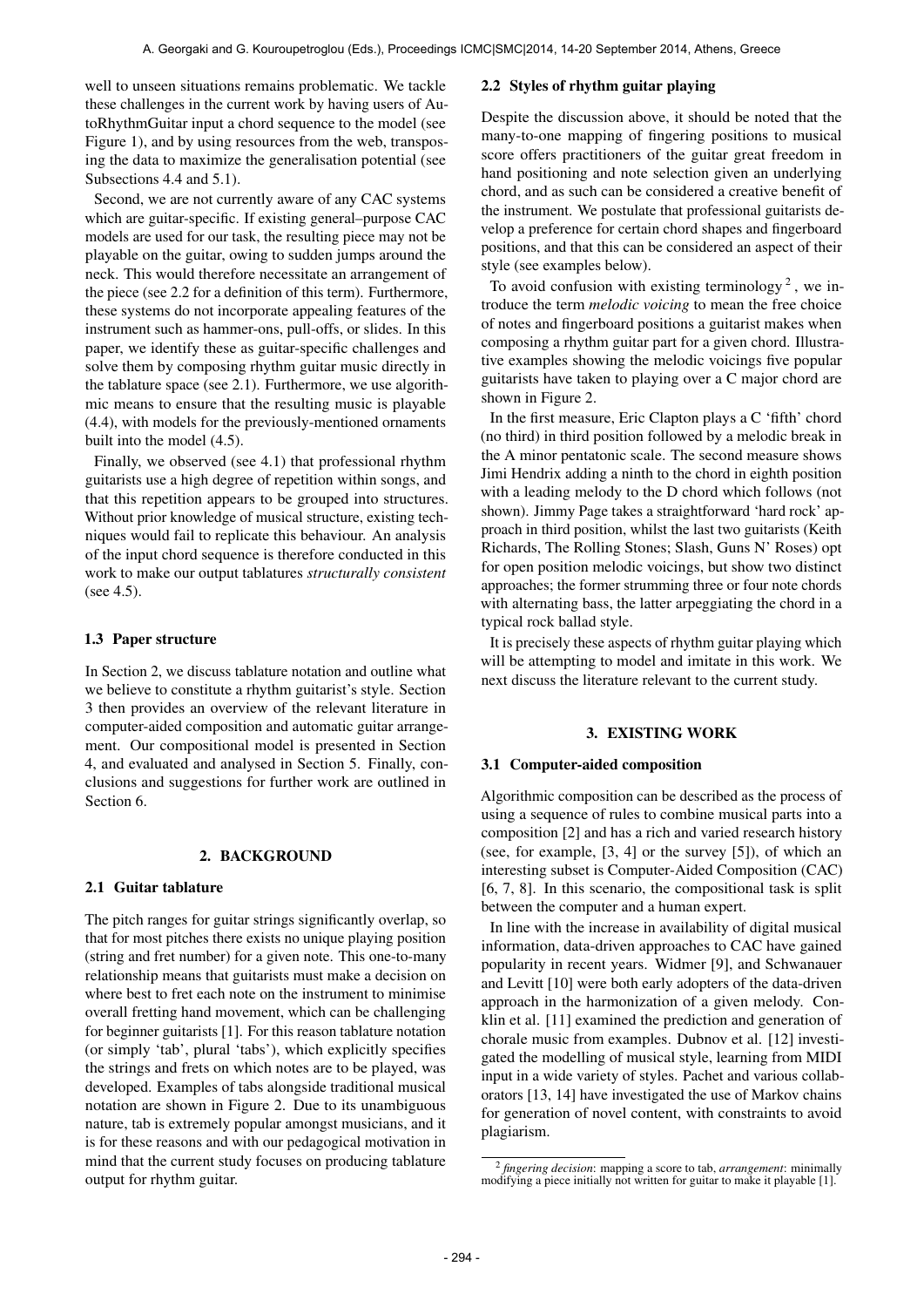well to unseen situations remains problematic. We tackle these challenges in the current work by having users of AutoRhythmGuitar input a chord sequence to the model (see Figure 1), and by using resources from the web, transposing the data to maximize the generalisation potential (see Subsections 4.4 and 5.1).

Second, we are not currently aware of any CAC systems which are guitar-specific. If existing general–purpose CAC models are used for our task, the resulting piece may not be playable on the guitar, owing to sudden jumps around the neck. This would therefore necessitate an arrangement of the piece (see 2.2 for a definition of this term). Furthermore, these systems do not incorporate appealing features of the instrument such as hammer-ons, pull-offs, or slides. In this paper, we identify these as guitar-specific challenges and solve them by composing rhythm guitar music directly in the tablature space (see 2.1). Furthermore, we use algorithmic means to ensure that the resulting music is playable (4.4), with models for the previously-mentioned ornaments built into the model (4.5).

Finally, we observed (see 4.1) that professional rhythm guitarists use a high degree of repetition within songs, and that this repetition appears to be grouped into structures. Without prior knowledge of musical structure, existing techniques would fail to replicate this behaviour. An analysis of the input chord sequence is therefore conducted in this work to make our output tablatures *structurally consistent* (see 4.5).

### 1.3 Paper structure

In Section 2, we discuss tablature notation and outline what we believe to constitute a rhythm guitarist's style. Section 3 then provides an overview of the relevant literature in computer-aided composition and automatic guitar arrangement. Our compositional model is presented in Section 4, and evaluated and analysed in Section 5. Finally, conclusions and suggestions for further work are outlined in Section 6.

## 2. BACKGROUND

### 2.1 Guitar tablature

The pitch ranges for guitar strings significantly overlap, so that for most pitches there exists no unique playing position (string and fret number) for a given note. This one-to-many relationship means that guitarists must make a decision on where best to fret each note on the instrument to minimise overall fretting hand movement, which can be challenging for beginner guitarists [1]. For this reason tablature notation (or simply 'tab', plural 'tabs'), which explicitly specifies the strings and frets on which notes are to be played, was developed. Examples of tabs alongside traditional musical notation are shown in Figure 2. Due to its unambiguous nature, tab is extremely popular amongst musicians, and it is for these reasons and with our pedagogical motivation in mind that the current study focuses on producing tablature output for rhythm guitar.

### 2.2 Styles of rhythm guitar playing

Despite the discussion above, it should be noted that the many-to-one mapping of fingering positions to musical score offers practitioners of the guitar great freedom in hand positioning and note selection given an underlying chord, and as such can be considered a creative benefit of the instrument. We postulate that professional guitarists develop a preference for certain chord shapes and fingerboard positions, and that this can be considered an aspect of their style (see examples below).

To avoid confusion with existing terminology [2], we introduce the term *melodic voicing* to mean the free choice of notes and fingerboard positions a guitarist makes when composing a rhythm guitar part for a given chord. Illustrative examples showing the melodic voicings five popular guitarists have taken to playing over a C major chord are shown in Figure 2.

In the first measure, Eric Clapton plays a C 'fifth' chord (no third) in third position followed by a melodic break in the A minor pentatonic scale. The second measure shows Jimi Hendrix adding a ninth to the chord in eighth position with a leading melody to the D chord which follows (not shown). Jimmy Page takes a straightforward 'hard rock' approach in third position, whilst the last two guitarists (Keith Richards, The Rolling Stones; Slash, Guns N' Roses) opt for open position melodic voicings, but show two distinct approaches; the former strumming three or four note chords with alternating bass, the latter arpeggiating the chord in a typical rock ballad style.

It is precisely these aspects of rhythm guitar playing which will be attempting to model and imitate in this work. We next discuss the literature relevant to the current study.

## 3. EXISTING WORK

### 3.1 Computer-aided composition

Algorithmic composition can be described as the process of using a sequence of rules to combine musical parts into a composition [2] and has a rich and varied research history (see, for example, [3, 4] or the survey [5]), of which an interesting subset is Computer-Aided Composition (CAC) [6, 7, 8]. In this scenario, the compositional task is split between the computer and a human expert.

In line with the increase in availability of digital musical information, data-driven approaches to CAC have gained popularity in recent years. Widmer [9], and Schwanauer and Levitt [10] were both early adopters of the data-driven approach in the harmonization of a given melody. Conklin et al. [11] examined the prediction and generation of chorale music from examples. Dubnov et al. [12] investigated the modelling of musical style, learning from MIDI input in a wide variety of styles. Pachet and various collaborators [13, 14] have investigated the use of Markov chains for generation of novel content, with constraints to avoid plagiarism.

[2] *fingering decision*: mapping a score to tab, *arrangement*: minimally modifying a piece initially not written for guitar to make it playable [1].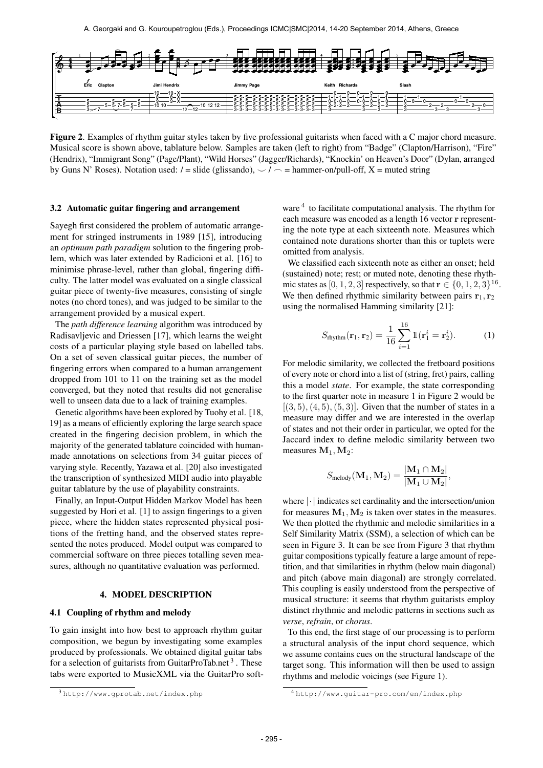**Figure 2**. Examples of rhythm guitar styles taken by five professional guitarists when faced with a C major chord measure. Musical score is shown above, tablature below. Samples are taken (left to right) from "Badge" (Clapton/Harrison), "Fire" (Hendrix), "Immigrant Song" (Page/Plant), "Wild Horses" (Jagger/Richards), "Knockin' on Heaven's Door" (Dylan, arranged by Guns N' Roses). Notation used: / = slide (glissando), ‿ / ⁀ = hammer-on/pull-off, X = muted string

### 3.2 Automatic guitar fingering and arrangement

Sayegh first considered the problem of automatic arrangement for stringed instruments in 1989 [15], introducing an *optimum path paradigm* solution to the fingering problem, which was later extended by Radicioni et al. [16] to minimise phrase-level, rather than global, fingering difficulty. The latter model was evaluated on a single classical guitar piece of twenty-five measures, consisting of single notes (no chord tones), and was judged to be similar to the arrangement provided by a musical expert.

The *path difference learning* algorithm was introduced by Radisavljevic and Driessen [17], which learns the weight costs of a particular playing style based on labelled tabs. On a set of seven classical guitar pieces, the number of fingering errors when compared to a human arrangement dropped from 101 to 11 on the training set as the model converged, but they noted that results did not generalise well to unseen data due to a lack of training examples.

Genetic algorithms have been explored by Tuohy et al. [18, 19] as a means of efficiently exploring the large search space created in the fingering decision problem, in which the majority of the generated tablature coincided with human-made annotations on selections from 34 guitar pieces of varying style. Recently, Yazawa et al. [20] also investigated the transcription of synthesized MIDI audio into playable guitar tablature by the use of playability constraints.

Finally, an Input-Output Hidden Markov Model has been suggested by Hori et al. [1] to assign fingerings to a given piece, where the hidden states represented physical positions of the fretting hand, and the observed states represented the notes produced. Model output was compared to commercial software on three pieces totalling seven measures, although no quantitative evaluation was performed.

## 4. MODEL DESCRIPTION

### 4.1 Coupling of rhythm and melody

To gain insight into how best to approach rhythm guitar composition, we begun by investigating some examples produced by professionals. We obtained digital guitar tabs for a selection of guitarists from GuitarProTab.net [3]. These tabs were exported to MusicXML via the GuitarPro software [4] to facilitate computational analysis. The rhythm for each measure was encoded as a length 16 vector $\mathbf{r}$ representing the note type at each sixteenth note. Measures which contained note durations shorter than this or tuplets were omitted from analysis.

We classified each sixteenth note as either an onset; held (sustained) note; rest; or muted note, denoting these rhythmic states as $[0, 1, 2, 3]$ respectively, so that $\mathbf{r} \in \{0, 1, 2, 3\}^{16}$. We then defined rhythmic similarity between pairs $\mathbf{r}_1, \mathbf{r}_2$ using the normalised Hamming similarity [21]:

$$S_{\text{rhythm}}(\mathbf{r}_1, \mathbf{r}_2) = \frac{1}{16} \sum_{i=1}^{16} \mathbb{1}(\mathbf{r}_1^i = \mathbf{r}_2^i). \tag{1}$$

For melodic similarity, we collected the fretboard positions of every note or chord into a list of (string, fret) pairs, calling this a model *state*. For example, the state corresponding to the first quarter note in measure 1 in Figure 2 would be $[(3, 5), (4, 5), (5, 3)]$. Given that the number of states in a measure may differ and we are interested in the overlap of states and not their order in particular, we opted for the Jaccard index to define melodic similarity between two measures $\mathbf{M}_1, \mathbf{M}_2$:

$$S_{\text{melody}}(\mathbf{M}_1, \mathbf{M}_2) = \frac{|\mathbf{M}_1 \cap \mathbf{M}_2|}{|\mathbf{M}_1 \cup \mathbf{M}_2|},$$

where $|\cdot|$ indicates set cardinality and the intersection/union for measures $\mathbf{M}_1, \mathbf{M}_2$ is taken over states in the measures. We then plotted the rhythmic and melodic similarities in a Self Similarity Matrix (SSM), a selection of which can be seen in Figure 3. It can be see from Figure 3 that rhythm guitar compositions typically feature a large amount of repetition, and that similarities in rhythm (below main diagonal) and pitch (above main diagonal) are strongly correlated. This coupling is easily understood from the perspective of musical structure: it seems that rhythm guitarists employ distinct rhythmic and melodic patterns in sections such as *verse*, *refrain*, or *chorus*.

To this end, the first stage of our processing is to perform a structural analysis of the input chord sequence, which we assume contains cues on the structural landscape of the target song. This information will then be used to assign rhythms and melodic voicings (see Figure 1).

[3] http://www.gprotab.net/index.php

[4] http://www.guitar-pro.com/en/index.php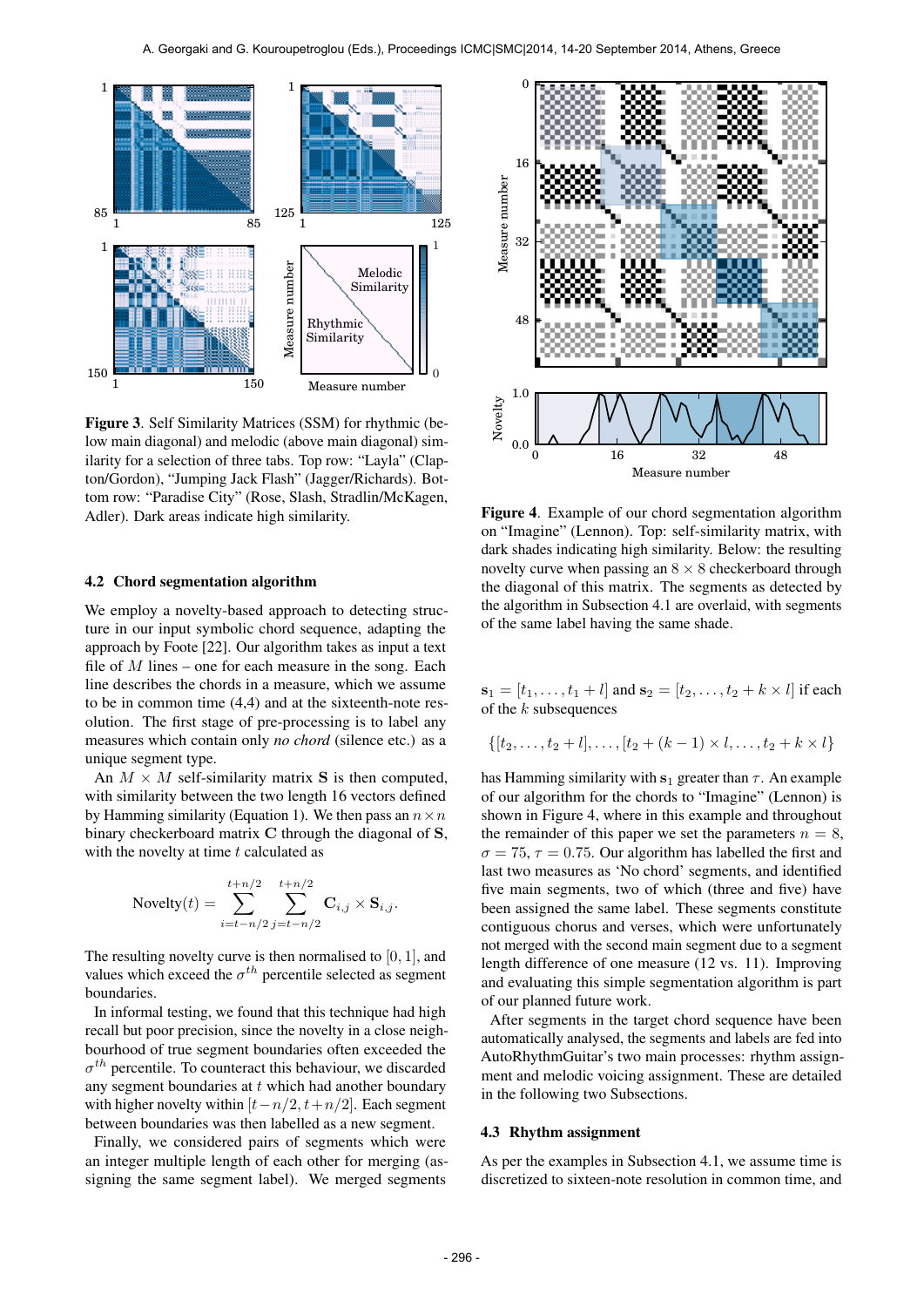**Figure 3**. Self Similarity Matrices (SSM) for rhythmic (below main diagonal) and melodic (above main diagonal) similarity for a selection of three tabs. Top row: "Layla" (Clapton/Gordon), "Jumping Jack Flash" (Jagger/Richards). Bottom row: "Paradise City" (Rose, Slash, Stradlin/McKagen, Adler). Dark areas indicate high similarity.

### 4.2 Chord segmentation algorithm

We employ a novelty-based approach to detecting structure in our input symbolic chord sequence, adapting the approach by Foote [22]. Our algorithm takes as input a text file of $M$ lines – one for each measure in the song. Each line describes the chords in a measure, which we assume to be in common time (4,4) and at the sixteenth-note resolution. The first stage of pre-processing is to label any measures which contain only *no chord* (silence etc.) as a unique segment type.

An $M \times M$ self-similarity matrix $\mathbf{S}$ is then computed, with similarity between the two length 16 vectors defined by Hamming similarity (Equation 1). We then pass an $n \times n$ binary checkerboard matrix $\mathbf{C}$ through the diagonal of $\mathbf{S}$, with the novelty at time $t$ calculated as

$$\text{Novelty}(t) = \sum_{i=t-n/2}^{t+n/2} \sum_{j=t-n/2}^{t+n/2} \mathbf{C}_{i,j} \times \mathbf{S}_{i,j}.$$

The resulting novelty curve is then normalised to $[0, 1]$, and values which exceed the $\sigma^{th}$ percentile selected as segment boundaries.

In informal testing, we found that this technique had high recall but poor precision, since the novelty in a close neighbourhood of true segment boundaries often exceeded the $\sigma^{th}$ percentile. To counteract this behaviour, we discarded any segment boundaries at $t$ which had another boundary with higher novelty within $[t-n/2, t+n/2]$. Each segment between boundaries was then labelled as a new segment.

Finally, we considered pairs of segments which were an integer multiple length of each other for merging (assigning the same segment label). We merged segments $\mathbf{s}_1 = [t_1, \ldots, t_1 + l]$ and $\mathbf{s}_2 = [t_2, \ldots, t_2 + k \times l]$ if each of the $k$ subsequences

$$\{[t_2, \ldots, t_2 + l], \ldots, [t_2 + (k-1) \times l, \ldots, t_2 + k \times l]\}$$

has Hamming similarity with $\mathbf{s}_1$ greater than $\tau$. An example of our algorithm for the chords to "Imagine" (Lennon) is shown in Figure 4, where in this example and throughout the remainder of this paper we set the parameters $n = 8$, $\sigma = 75$, $\tau = 0.75$. Our algorithm has labelled the first and last two measures as 'No chord' segments, and identified five main segments, two of which (three and five) have been assigned the same label. These segments constitute contiguous chorus and verses, which were unfortunately not merged with the second main segment due to a segment length difference of one measure (12 vs. 11). Improving and evaluating this simple segmentation algorithm is part of our planned future work.

**Figure 4**. Example of our chord segmentation algorithm on "Imagine" (Lennon). Top: self-similarity matrix, with dark shades indicating high similarity. Below: the resulting novelty curve when passing an $8 \times 8$ checkerboard through the diagonal of this matrix. The segments as detected by the algorithm in Subsection 4.1 are overlaid, with segments of the same label having the same shade.

After segments in the target chord sequence have been automatically analysed, the segments and labels are fed into AutoRhythmGuitar's two main processes: rhythm assignment and melodic voicing assignment. These are detailed in the following two Subsections.

### 4.3 Rhythm assignment

As per the examples in Subsection 4.1, we assume time is discretized to sixteen-note resolution in common time, and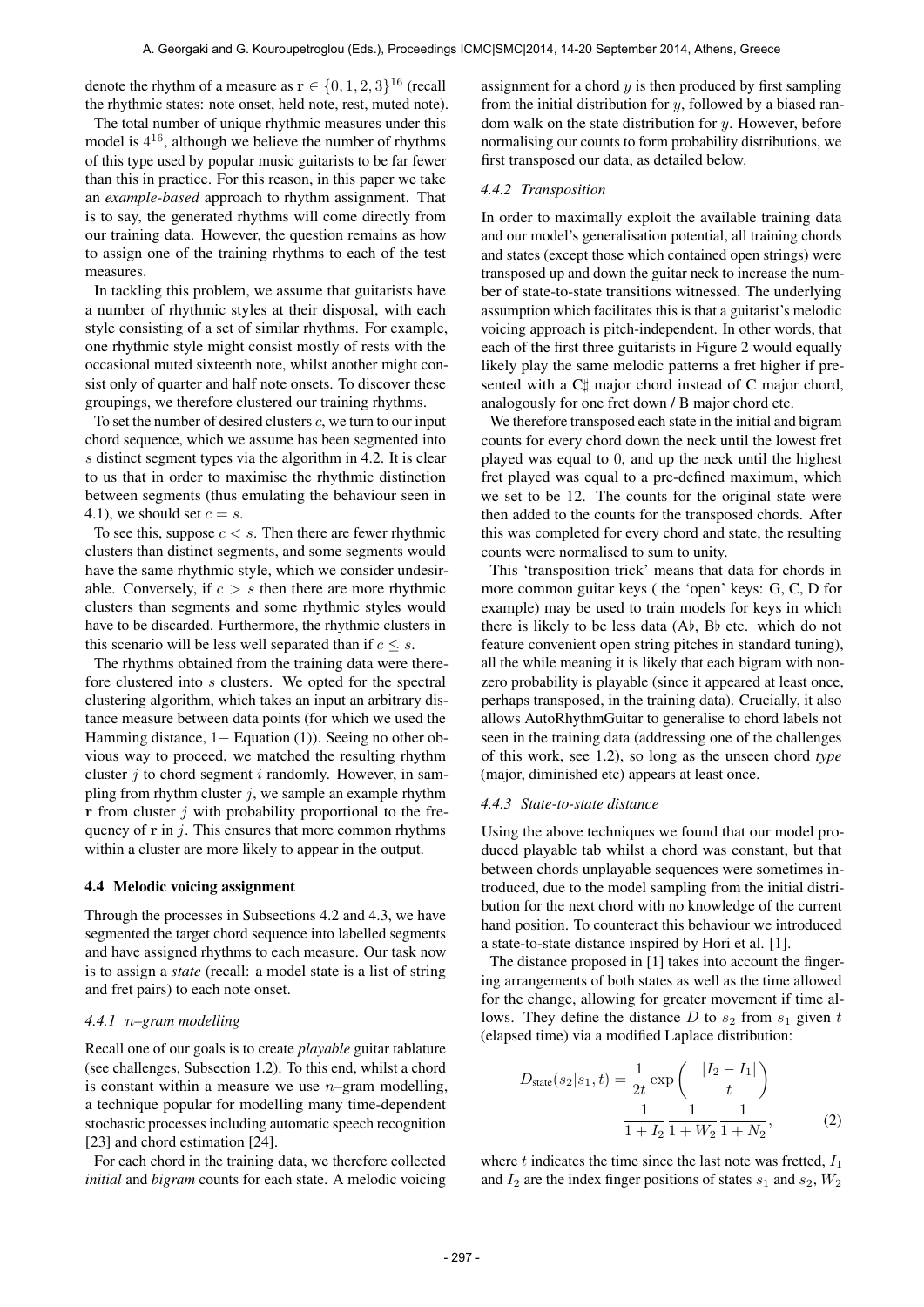denote the rhythm of a measure as $\mathbf{r} \in \{0, 1, 2, 3\}^{16}$ (recall the rhythmic states: note onset, held note, rest, muted note).

The total number of unique rhythmic measures under this model is $4^{16}$, although we believe the number of rhythms of this type used by popular music guitarists to be far fewer than this in practice. For this reason, in this paper we take an *example-based* approach to rhythm assignment. That is to say, the generated rhythms will come directly from our training data. However, the question remains as how to assign one of the training rhythms to each of the test measures.

In tackling this problem, we assume that guitarists have a number of rhythmic styles at their disposal, with each style consisting of a set of similar rhythms. For example, one rhythmic style might consist mostly of rests with the occasional muted sixteenth note, whilst another might consist only of quarter and half note onsets. To discover these groupings, we therefore clustered our training rhythms.

To set the number of desired clusters $c$, we turn to our input chord sequence, which we assume has been segmented into $s$ distinct segment types via the algorithm in 4.2. It is clear to us that in order to maximise the rhythmic distinction between segments (thus emulating the behaviour seen in 4.1), we should set $c = s$.

To see this, suppose $c < s$. Then there are fewer rhythmic clusters than distinct segments, and some segments would have the same rhythmic style, which we consider undesirable. Conversely, if $c > s$ then there are more rhythmic clusters than segments and some rhythmic styles would have to be discarded. Furthermore, the rhythmic clusters in this scenario will be less well separated than if $c \leq s$.

The rhythms obtained from the training data were therefore clustered into $s$ clusters. We opted for the spectral clustering algorithm, which takes an input an arbitrary distance measure between data points (for which we used the Hamming distance, $1-$ Equation (1)). Seeing no other obvious way to proceed, we matched the resulting rhythm cluster $j$ to chord segment $i$ randomly. However, in sampling from rhythm cluster $j$, we sample an example rhythm $\mathbf{r}$ from cluster $j$ with probability proportional to the frequency of $\mathbf{r}$ in $j$. This ensures that more common rhythms within a cluster are more likely to appear in the output.

### 4.4 Melodic voicing assignment

Through the processes in Subsections 4.2 and 4.3, we have segmented the target chord sequence into labelled segments and have assigned rhythms to each measure. Our task now is to assign a *state* (recall: a model state is a list of string and fret pairs) to each note onset.

#### 4.4.1 $n$–gram modelling

Recall one of our goals is to create *playable* guitar tablature (see challenges, Subsection 1.2). To this end, whilst a chord is constant within a measure we use $n$–gram modelling, a technique popular for modelling many time-dependent stochastic processes including automatic speech recognition [23] and chord estimation [24].

For each chord in the training data, we therefore collected *initial* and *bigram* counts for each state. A melodic voicing assignment for a chord $y$ is then produced by first sampling from the initial distribution for $y$, followed by a biased random walk on the state distribution for $y$. However, before normalising our counts to form probability distributions, we first transposed our data, as detailed below.

#### 4.4.2 Transposition

In order to maximally exploit the available training data and our model's generalisation potential, all training chords and states (except those which contained open strings) were transposed up and down the guitar neck to increase the number of state-to-state transitions witnessed. The underlying assumption which facilitates this is that a guitarist's melodic voicing approach is pitch-independent. In other words, that each of the first three guitarists in Figure 2 would equally likely play the same melodic patterns a fret higher if presented with a C♯ major chord instead of C major chord, analogously for one fret down / B major chord etc.

We therefore transposed each state in the initial and bigram counts for every chord down the neck until the lowest fret played was equal to 0, and up the neck until the highest fret played was equal to a pre-defined maximum, which we set to be 12. The counts for the original state were then added to the counts for the transposed chords. After this was completed for every chord and state, the resulting counts were normalised to sum to unity.

This 'transposition trick' means that data for chords in more common guitar keys ( the 'open' keys: G, C, D for example) may be used to train models for keys in which there is likely to be less data (A♭, B♭ etc. which do not feature convenient open string pitches in standard tuning), all the while meaning it is likely that each bigram with non-zero probability is playable (since it appeared at least once, perhaps transposed, in the training data). Crucially, it also allows AutoRhythmGuitar to generalise to chord labels not seen in the training data (addressing one of the challenges of this work, see 1.2), so long as the unseen chord *type* (major, diminished etc) appears at least once.

#### 4.4.3 State-to-state distance

Using the above techniques we found that our model produced playable tab whilst a chord was constant, but that between chords unplayable sequences were sometimes introduced, due to the model sampling from the initial distribution for the next chord with no knowledge of the current hand position. To counteract this behaviour we introduced a state-to-state distance inspired by Hori et al. [1].

The distance proposed in [1] takes into account the fingering arrangements of both states as well as the time allowed for the change, allowing for greater movement if time allows. They define the distance $D$ to $s_2$ from $s_1$ given $t$ (elapsed time) via a modified Laplace distribution:

$$D_{\text{state}}(s_2|s_1, t) = \frac{1}{2t} \exp\left(-\frac{|I_2 - I_1|}{t}\right) \frac{1}{1 + I_2} \frac{1}{1 + W_2} \frac{1}{1 + N_2}, \tag{2}$$

where $t$ indicates the time since the last note was fretted, $I_1$ and $I_2$ are the index finger positions of states $s_1$ and $s_2$, $W_2$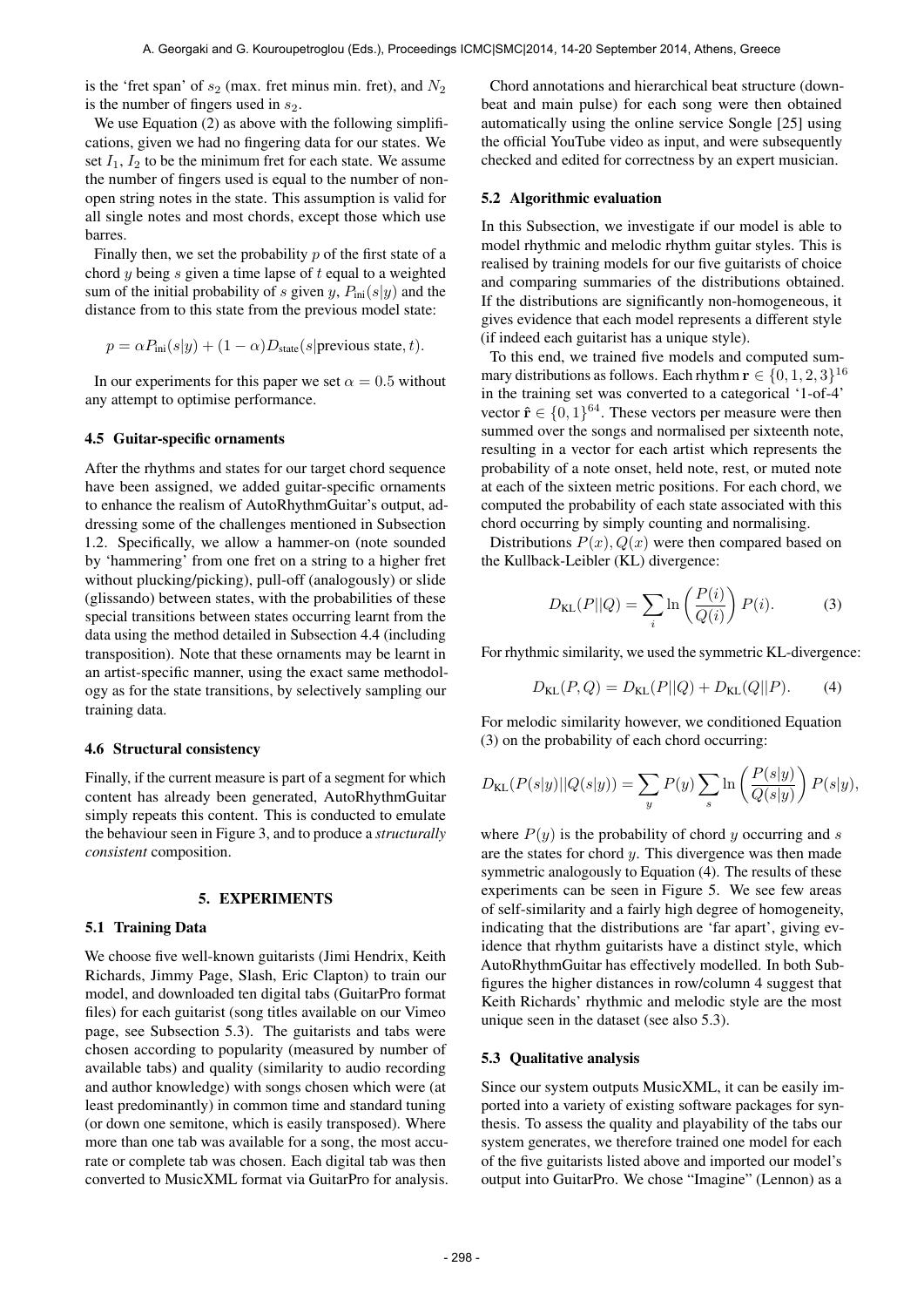is the 'fret span' of $s_2$ (max. fret minus min. fret), and $N_2$ is the number of fingers used in $s_2$.

We use Equation (2) as above with the following simplifications, given we had no fingering data for our states. We set $I_1$, $I_2$ to be the minimum fret for each state. We assume the number of fingers used is equal to the number of non-open string notes in the state. This assumption is valid for all single notes and most chords, except those which use barres.

Finally then, we set the probability $p$ of the first state of a chord $y$ being $s$ given a time lapse of $t$ equal to a weighted sum of the initial probability of $s$ given $y$, $P_{\text{ini}}(s|y)$ and the distance from to this state from the previous model state:

$$p = \alpha P_{\text{ini}}(s|y) + (1 - \alpha) D_{\text{state}}(s|\text{previous state}, t).$$

In our experiments for this paper we set $\alpha = 0.5$ without any attempt to optimise performance.

### 4.5 Guitar-specific ornaments

After the rhythms and states for our target chord sequence have been assigned, we added guitar-specific ornaments to enhance the realism of AutoRhythmGuitar's output, addressing some of the challenges mentioned in Subsection 1.2. Specifically, we allow a hammer-on (note sounded by 'hammering' from one fret on a string to a higher fret without plucking/picking), pull-off (analogously) or slide (glissando) between states, with the probabilities of these special transitions between states occurring learnt from the data using the method detailed in Subsection 4.4 (including transposition). Note that these ornaments may be learnt in an artist-specific manner, using the exact same methodology as for the state transitions, by selectively sampling our training data.

### 4.6 Structural consistency

Finally, if the current measure is part of a segment for which content has already been generated, AutoRhythmGuitar simply repeats this content. This is conducted to emulate the behaviour seen in Figure 3, and to produce a *structurally consistent* composition.

## 5. EXPERIMENTS

### 5.1 Training Data

We choose five well-known guitarists (Jimi Hendrix, Keith Richards, Jimmy Page, Slash, Eric Clapton) to train our model, and downloaded ten digital tabs (GuitarPro format files) for each guitarist (song titles available on our Vimeo page, see Subsection 5.3). The guitarists and tabs were chosen according to popularity (measured by number of available tabs) and quality (similarity to audio recording and author knowledge) with songs chosen which were (at least predominantly) in common time and standard tuning (or down one semitone, which is easily transposed). Where more than one tab was available for a song, the most accurate or complete tab was chosen. Each digital tab was then converted to MusicXML format via GuitarPro for analysis.

Chord annotations and hierarchical beat structure (downbeat and main pulse) for each song were then obtained automatically using the online service Songle [25] using the official YouTube video as input, and were subsequently checked and edited for correctness by an expert musician.

### 5.2 Algorithmic evaluation

In this Subsection, we investigate if our model is able to model rhythmic and melodic rhythm guitar styles. This is realised by training models for our five guitarists of choice and comparing summaries of the distributions obtained. If the distributions are significantly non-homogeneous, it gives evidence that each model represents a different style (if indeed each guitarist has a unique style).

To this end, we trained five models and computed summary distributions as follows. Each rhythm $\mathbf{r} \in \{0, 1, 2, 3\}^{16}$ in the training set was converted to a categorical '1-of-4' vector $\hat{\mathbf{r}} \in \{0, 1\}^{64}$. These vectors per measure were then summed over the songs and normalised per sixteenth note, resulting in a vector for each artist which represents the probability of a note onset, held note, rest, or muted note at each of the sixteen metric positions. For each chord, we computed the probability of each state associated with this chord occurring by simply counting and normalising.

Distributions $P(x), Q(x)$ were then compared based on the Kullback-Leibler (KL) divergence:

$$D_{\text{KL}}(P||Q) = \sum_i \ln\left(\frac{P(i)}{Q(i)}\right) P(i). \tag{3}$$

For rhythmic similarity, we used the symmetric KL-divergence:

$$D_{\text{KL}}(P, Q) = D_{\text{KL}}(P||Q) + D_{\text{KL}}(Q||P). \tag{4}$$

For melodic similarity however, we conditioned Equation (3) on the probability of each chord occurring:

$$D_{\text{KL}}(P(s|y)||Q(s|y)) = \sum_y P(y) \sum_s \ln\left(\frac{P(s|y)}{Q(s|y)}\right) P(s|y),$$

where $P(y)$ is the probability of chord $y$ occurring and $s$ are the states for chord $y$. This divergence was then made symmetric analogously to Equation (4). The results of these experiments can be seen in Figure 5. We see few areas of self-similarity and a fairly high degree of homogeneity, indicating that the distributions are 'far apart', giving evidence that rhythm guitarists have a distinct style, which AutoRhythmGuitar has effectively modelled. In both Subfigures the higher distances in row/column 4 suggest that Keith Richards' rhythmic and melodic style are the most unique seen in the dataset (see also 5.3).

### 5.3 Qualitative analysis

Since our system outputs MusicXML, it can be easily imported into a variety of existing software packages for synthesis. To assess the quality and playability of the tabs our system generates, we therefore trained one model for each of the five guitarists listed above and imported our model's output into GuitarPro. We chose "Imagine" (Lennon) as a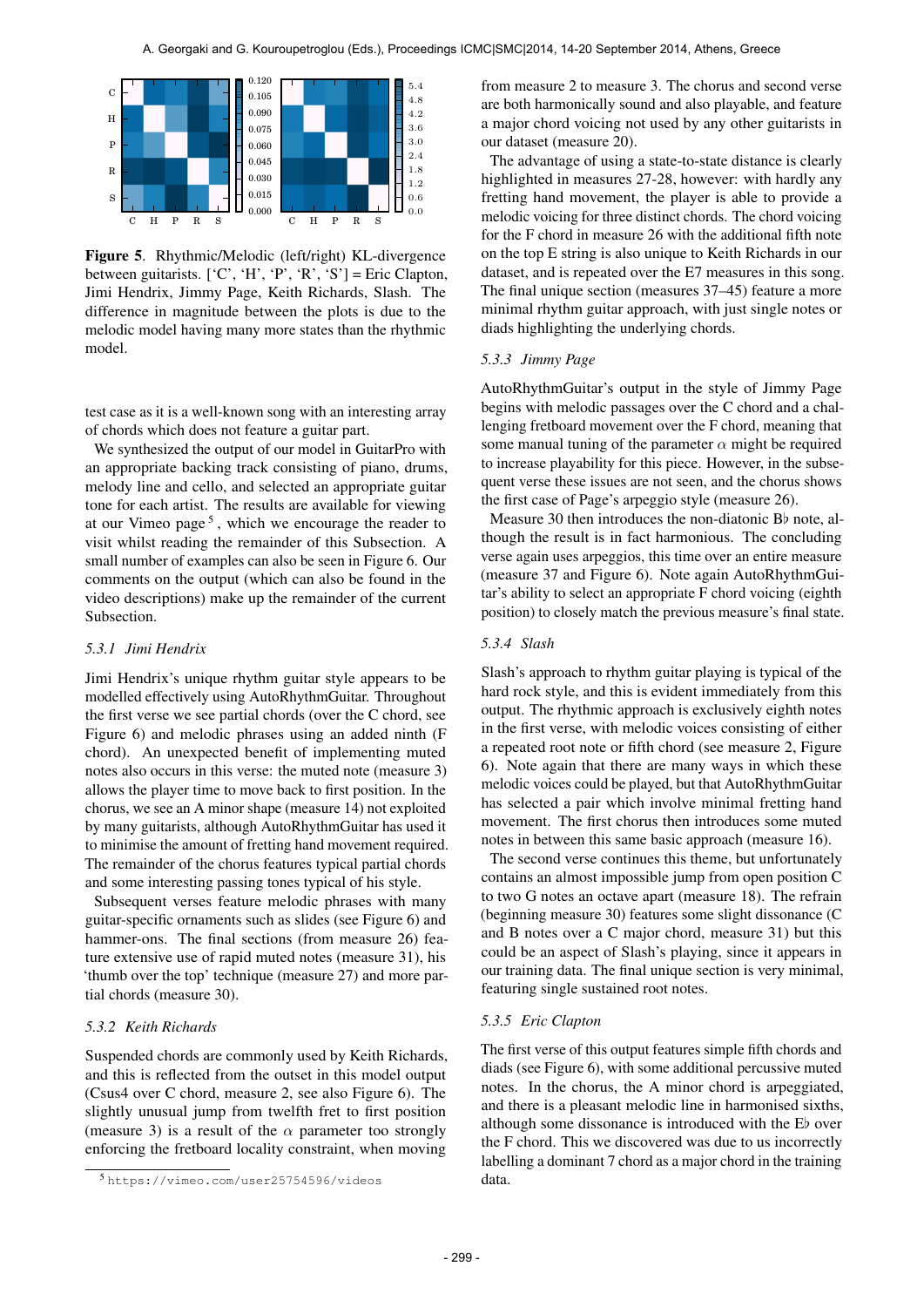**Figure 5**. Rhythmic/Melodic (left/right) KL-divergence between guitarists. ['C', 'H', 'P', 'R', 'S'] = Eric Clapton, Jimi Hendrix, Jimmy Page, Keith Richards, Slash. The difference in magnitude between the plots is due to the melodic model having many more states than the rhythmic model.

test case as it is a well-known song with an interesting array of chords which does not feature a guitar part.

We synthesized the output of our model in GuitarPro with an appropriate backing track consisting of piano, drums, melody line and cello, and selected an appropriate guitar tone for each artist. The results are available for viewing at our Vimeo page [5], which we encourage the reader to visit whilst reading the remainder of this Subsection. A small number of examples can also be seen in Figure 6. Our comments on the output (which can also be found in the video descriptions) make up the remainder of the current Subsection.

#### 5.3.1 Jimi Hendrix

Jimi Hendrix's unique rhythm guitar style appears to be modelled effectively using AutoRhythmGuitar. Throughout the first verse we see partial chords (over the C chord, see Figure 6) and melodic phrases using an added ninth (F chord). An unexpected benefit of implementing muted notes also occurs in this verse: the muted note (measure 3) allows the player time to move back to first position. In the chorus, we see an A minor shape (measure 14) not exploited by many guitarists, although AutoRhythmGuitar has used it to minimise the amount of fretting hand movement required. The remainder of the chorus features typical partial chords and some interesting passing tones typical of his style.

Subsequent verses feature melodic phrases with many guitar-specific ornaments such as slides (see Figure 6) and hammer-ons. The final sections (from measure 26) feature extensive use of rapid muted notes (measure 31), his 'thumb over the top' technique (measure 27) and more partial chords (measure 30).

#### 5.3.2 Keith Richards

Suspended chords are commonly used by Keith Richards, and this is reflected from the outset in this model output (Csus4 over C chord, measure 2, see also Figure 6). The slightly unusual jump from twelfth fret to first position (measure 3) is a result of the $\alpha$ parameter too strongly enforcing the fretboard locality constraint, when moving from measure 2 to measure 3. The chorus and second verse are both harmonically sound and also playable, and feature a major chord voicing not used by any other guitarists in our dataset (measure 20).

The advantage of using a state-to-state distance is clearly highlighted in measures 27-28, however: with hardly any fretting hand movement, the player is able to provide a melodic voicing for three distinct chords. The chord voicing for the F chord in measure 26 with the additional fifth note on the top E string is also unique to Keith Richards in our dataset, and is repeated over the E7 measures in this song. The final unique section (measures 37–45) feature a more minimal rhythm guitar approach, with just single notes or diads highlighting the underlying chords.

#### 5.3.3 Jimmy Page

AutoRhythmGuitar's output in the style of Jimmy Page begins with melodic passages over the C chord and a challenging fretboard movement over the F chord, meaning that some manual tuning of the parameter $\alpha$ might be required to increase playability for this piece. However, in the subsequent verse these issues are not seen, and the chorus shows the first case of Page's arpeggio style (measure 26).

Measure 30 then introduces the non-diatonic B♭ note, although the result is in fact harmonious. The concluding verse again uses arpeggios, this time over an entire measure (measure 37 and Figure 6). Note again AutoRhythmGuitar's ability to select an appropriate F chord voicing (eighth position) to closely match the previous measure's final state.

#### 5.3.4 Slash

Slash's approach to rhythm guitar playing is typical of the hard rock style, and this is evident immediately from this output. The rhythmic approach is exclusively eighth notes in the first verse, with melodic voices consisting of either a repeated root note or fifth chord (see measure 2, Figure 6). Note again that there are many ways in which these melodic voices could be played, but that AutoRhythmGuitar has selected a pair which involve minimal fretting hand movement. The first chorus then introduces some muted notes in between this same basic approach (measure 16).

The second verse continues this theme, but unfortunately contains an almost impossible jump from open position C to two G notes an octave apart (measure 18). The refrain (beginning measure 30) features some slight dissonance (C and B notes over a C major chord, measure 31) but this could be an aspect of Slash's playing, since it appears in our training data. The final unique section is very minimal, featuring single sustained root notes.

#### 5.3.5 Eric Clapton

The first verse of this output features simple fifth chords and diads (see Figure 6), with some additional percussive muted notes. In the chorus, the A minor chord is arpeggiated, and there is a pleasant melodic line in harmonised sixths, although some dissonance is introduced with the E♭ over the F chord. This we discovered was due to us incorrectly labelling a dominant 7 chord as a major chord in the training data.

[5] https://vimeo.com/user25754596/videos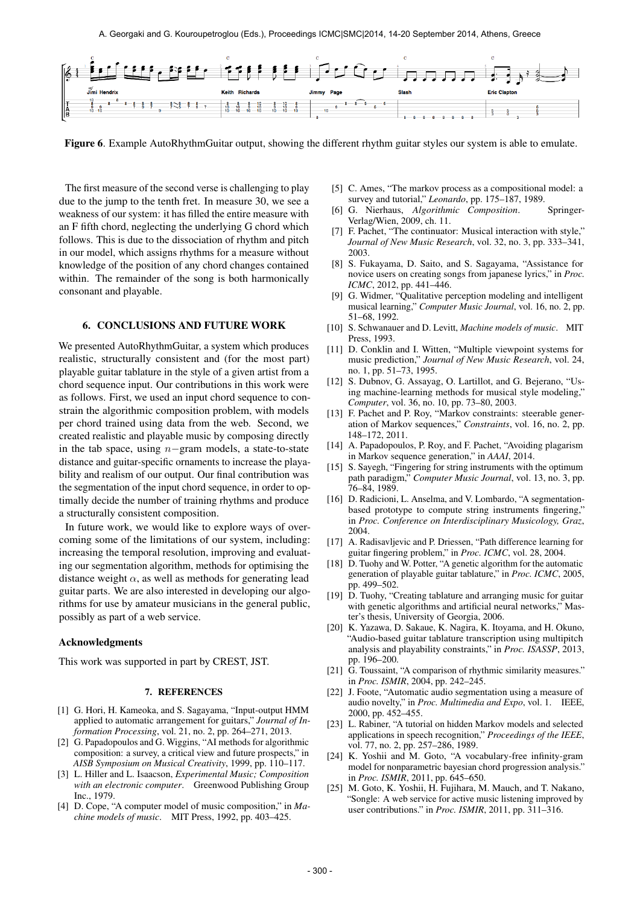**Figure 6**. Example AutoRhythmGuitar output, showing the different rhythm guitar styles our system is able to emulate.

The first measure of the second verse is challenging to play due to the jump to the tenth fret. In measure 30, we see a weakness of our system: it has filled the entire measure with an F fifth chord, neglecting the underlying G chord which follows. This is due to the dissociation of rhythm and pitch in our model, which assigns rhythms for a measure without knowledge of the position of any chord changes contained within. The remainder of the song is both harmonically consonant and playable.

## 6. CONCLUSIONS AND FUTURE WORK

We presented AutoRhythmGuitar, a system which produces realistic, structurally consistent and (for the most part) playable guitar tablature in the style of a given artist from a chord sequence input. Our contributions in this work were as follows. First, we used an input chord sequence to constrain the algorithmic composition problem, with models per chord trained using data from the web. Second, we created realistic and playable music by composing directly in the tab space, using $n-$gram models, a state-to-state distance and guitar-specific ornaments to increase the playability and realism of our output. Our final contribution was the segmentation of the input chord sequence, in order to optimally decide the number of training rhythms and produce a structurally consistent composition.

In future work, we would like to explore ways of overcoming some of the limitations of our system, including: increasing the temporal resolution, improving and evaluating our segmentation algorithm, methods for optimising the distance weight $\alpha$, as well as methods for generating lead guitar parts. We are also interested in developing our algorithms for use by amateur musicians in the general public, possibly as part of a web service.

### Acknowledgments

This work was supported in part by CREST, JST.

## 7. REFERENCES

[1] G. Hori, H. Kameoka, and S. Sagayama, "Input-output HMM applied to automatic arrangement for guitars," *Journal of Information Processing*, vol. 21, no. 2, pp. 264–271, 2013.

[2] G. Papadopoulos and G. Wiggins, "AI methods for algorithmic composition: a survey, a critical view and future prospects," in *AISB Symposium on Musical Creativity*, 1999, pp. 110–117.

[3] L. Hiller and L. Isaacson, *Experimental Music; Composition with an electronic computer*. Greenwood Publishing Group Inc., 1979.

[4] D. Cope, "A computer model of music composition," in *Machine models of music*. MIT Press, 1992, pp. 403–425.

[5] C. Ames, "The markov process as a compositional model: a survey and tutorial," *Leonardo*, pp. 175–187, 1989.

[6] G. Nierhaus, *Algorithmic Composition*. Springer-Verlag/Wien, 2009, ch. 11.

[7] F. Pachet, "The continuator: Musical interaction with style," *Journal of New Music Research*, vol. 32, no. 3, pp. 333–341, 2003.

[8] S. Fukayama, D. Saito, and S. Sagayama, "Assistance for novice users on creating songs from japanese lyrics," in *Proc. ICMC*, 2012, pp. 441–446.

[9] G. Widmer, "Qualitative perception modeling and intelligent musical learning," *Computer Music Journal*, vol. 16, no. 2, pp. 51–68, 1992.

[10] S. Schwanauer and D. Levitt, *Machine models of music*. MIT Press, 1993.

[11] D. Conklin and I. Witten, "Multiple viewpoint systems for music prediction," *Journal of New Music Research*, vol. 24, no. 1, pp. 51–73, 1995.

[12] S. Dubnov, G. Assayag, O. Lartillot, and G. Bejerano, "Using machine-learning methods for musical style modeling," *Computer*, vol. 36, no. 10, pp. 73–80, 2003.

[13] F. Pachet and P. Roy, "Markov constraints: steerable generation of Markov sequences," *Constraints*, vol. 16, no. 2, pp. 148–172, 2011.

[14] A. Papadopoulos, P. Roy, and F. Pachet, "Avoiding plagarism in Markov sequence generation," in *AAAI*, 2014.

[15] S. Sayegh, "Fingering for string instruments with the optimum path paradigm," *Computer Music Journal*, vol. 13, no. 3, pp. 76–84, 1989.

[16] D. Radicioni, L. Anselma, and V. Lombardo, "A segmentation-based prototype to compute string instruments fingering," in *Proc. Conference on Interdisciplinary Musicology, Graz*, 2004.

[17] A. Radisavljevic and P. Driessen, "Path difference learning for guitar fingering problem," in *Proc. ICMC*, vol. 28, 2004.

[18] D. Tuohy and W. Potter, "A genetic algorithm for the automatic generation of playable guitar tablature," in *Proc. ICMC*, 2005, pp. 499–502.

[19] D. Tuohy, "Creating tablature and arranging music for guitar with genetic algorithms and artificial neural networks," Master's thesis, University of Georgia, 2006.

[20] K. Yazawa, D. Sakaue, K. Nagira, K. Itoyama, and H. Okuno, "Audio-based guitar tablature transcription using multipitch analysis and playability constraints," in *Proc. ISASSP*, 2013, pp. 196–200.

[21] G. Toussaint, "A comparison of rhythmic similarity measures." in *Proc. ISMIR*, 2004, pp. 242–245.

[22] J. Foote, "Automatic audio segmentation using a measure of audio novelty," in *Proc. Multimedia and Expo*, vol. 1. IEEE, 2000, pp. 452–455.

[23] L. Rabiner, "A tutorial on hidden Markov models and selected applications in speech recognition," *Proceedings of the IEEE*, vol. 77, no. 2, pp. 257–286, 1989.

[24] K. Yoshii and M. Goto, "A vocabulary-free infinity-gram model for nonparametric bayesian chord progression analysis." in *Proc. ISMIR*, 2011, pp. 645–650.

[25] M. Goto, K. Yoshii, H. Fujihara, M. Mauch, and T. Nakano, "Songle: A web service for active music listening improved by user contributions." in *Proc. ISMIR*, 2011, pp. 311–316.